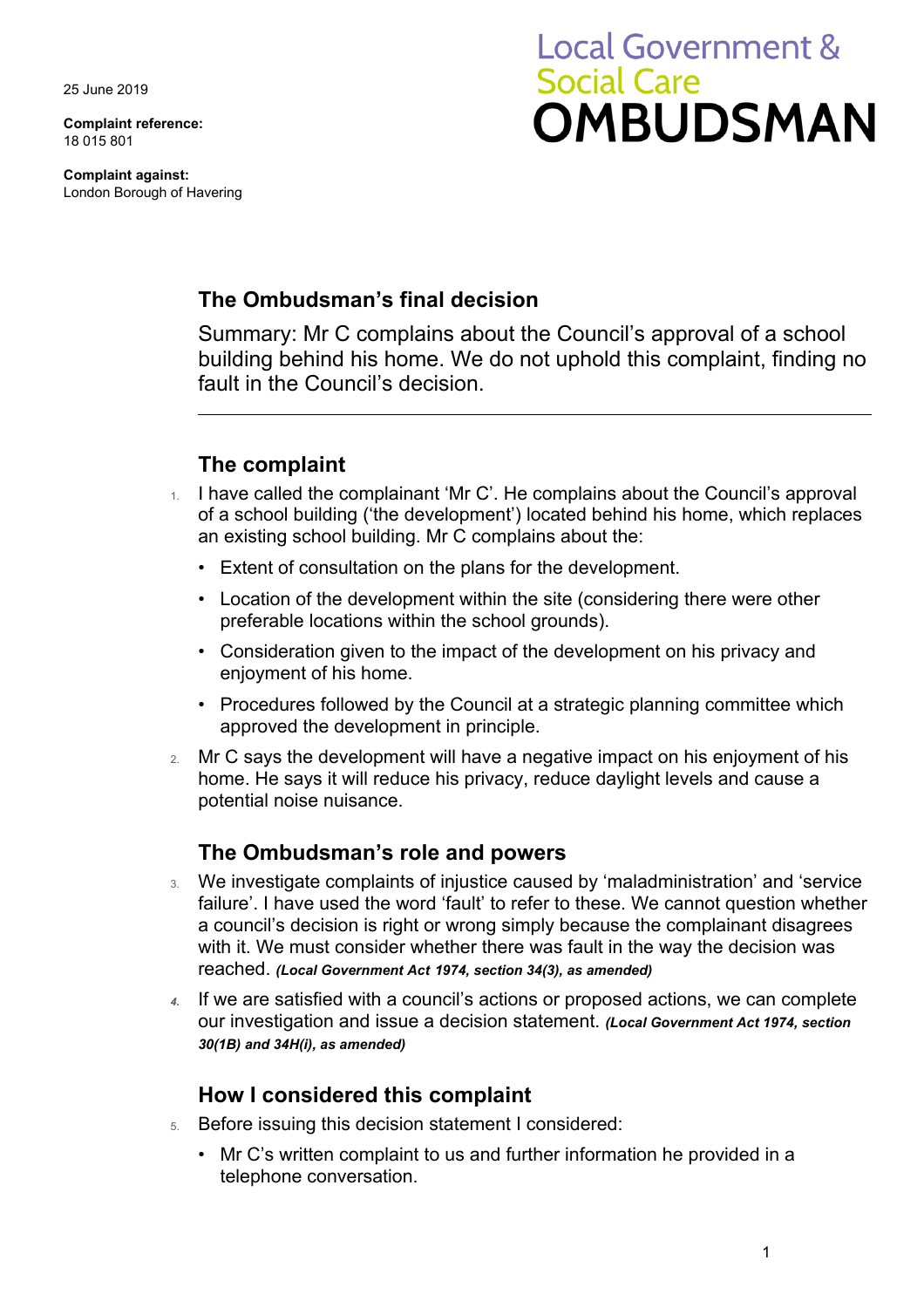25 June 2019

**Complaint reference:**
18 015 801

**Complaint against:**
London Borough of Havering

Local Government & Social Care OMBUDSMAN

## The Ombudsman's final decision

Summary: Mr C complains about the Council's approval of a school building behind his home. We do not uphold this complaint, finding no fault in the Council's decision.

## The complaint

1. I have called the complainant 'Mr C'. He complains about the Council's approval of a school building ('the development') located behind his home, which replaces an existing school building. Mr C complains about the:
   - Extent of consultation on the plans for the development.
   - Location of the development within the site (considering there were other preferable locations within the school grounds).
   - Consideration given to the impact of the development on his privacy and enjoyment of his home.
   - Procedures followed by the Council at a strategic planning committee which approved the development in principle.
2. Mr C says the development will have a negative impact on his enjoyment of his home. He says it will reduce his privacy, reduce daylight levels and cause a potential noise nuisance.

## The Ombudsman's role and powers

3. We investigate complaints of injustice caused by 'maladministration' and 'service failure'. I have used the word 'fault' to refer to these. We cannot question whether a council's decision is right or wrong simply because the complainant disagrees with it. We must consider whether there was fault in the way the decision was reached. ***(Local Government Act 1974, section 34(3), as amended)***
4. If we are satisfied with a council's actions or proposed actions, we can complete our investigation and issue a decision statement. ***(Local Government Act 1974, section 30(1B) and 34H(i), as amended)***

## How I considered this complaint

5. Before issuing this decision statement I considered:
   - Mr C's written complaint to us and further information he provided in a telephone conversation.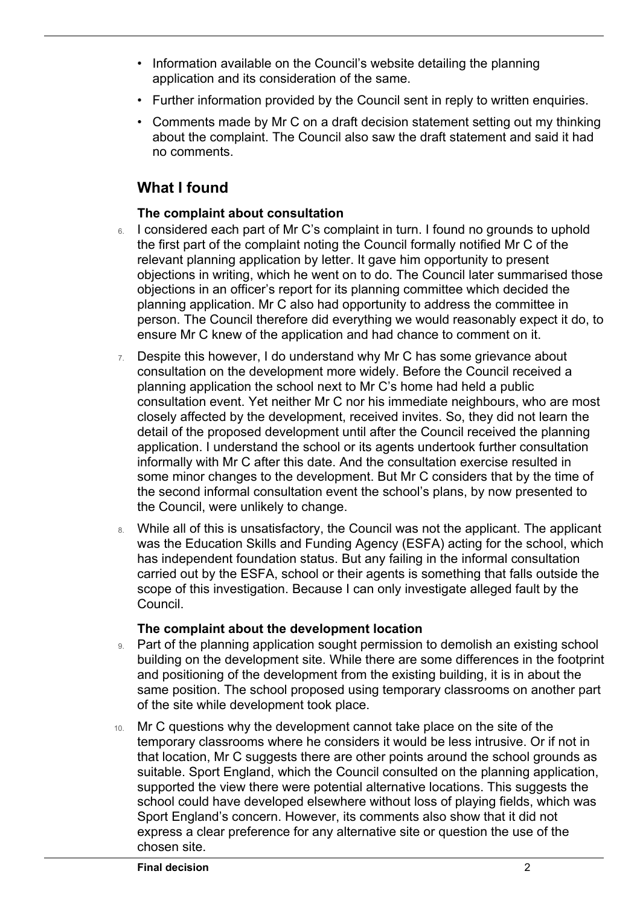- Information available on the Council's website detailing the planning application and its consideration of the same.
- Further information provided by the Council sent in reply to written enquiries.
- Comments made by Mr C on a draft decision statement setting out my thinking about the complaint. The Council also saw the draft statement and said it had no comments.

## What I found

### The complaint about consultation

6. I considered each part of Mr C's complaint in turn. I found no grounds to uphold the first part of the complaint noting the Council formally notified Mr C of the relevant planning application by letter. It gave him opportunity to present objections in writing, which he went on to do. The Council later summarised those objections in an officer's report for its planning committee which decided the planning application. Mr C also had opportunity to address the committee in person. The Council therefore did everything we would reasonably expect it do, to ensure Mr C knew of the application and had chance to comment on it.

7. Despite this however, I do understand why Mr C has some grievance about consultation on the development more widely. Before the Council received a planning application the school next to Mr C's home had held a public consultation event. Yet neither Mr C nor his immediate neighbours, who are most closely affected by the development, received invites. So, they did not learn the detail of the proposed development until after the Council received the planning application. I understand the school or its agents undertook further consultation informally with Mr C after this date. And the consultation exercise resulted in some minor changes to the development. But Mr C considers that by the time of the second informal consultation event the school's plans, by now presented to the Council, were unlikely to change.

8. While all of this is unsatisfactory, the Council was not the applicant. The applicant was the Education Skills and Funding Agency (ESFA) acting for the school, which has independent foundation status. But any failing in the informal consultation carried out by the ESFA, school or their agents is something that falls outside the scope of this investigation. Because I can only investigate alleged fault by the Council.

### The complaint about the development location

9. Part of the planning application sought permission to demolish an existing school building on the development site. While there are some differences in the footprint and positioning of the development from the existing building, it is in about the same position. The school proposed using temporary classrooms on another part of the site while development took place.

10. Mr C questions why the development cannot take place on the site of the temporary classrooms where he considers it would be less intrusive. Or if not in that location, Mr C suggests there are other points around the school grounds as suitable. Sport England, which the Council consulted on the planning application, supported the view there were potential alternative locations. This suggests the school could have developed elsewhere without loss of playing fields, which was Sport England's concern. However, its comments also show that it did not express a clear preference for any alternative site or question the use of the chosen site.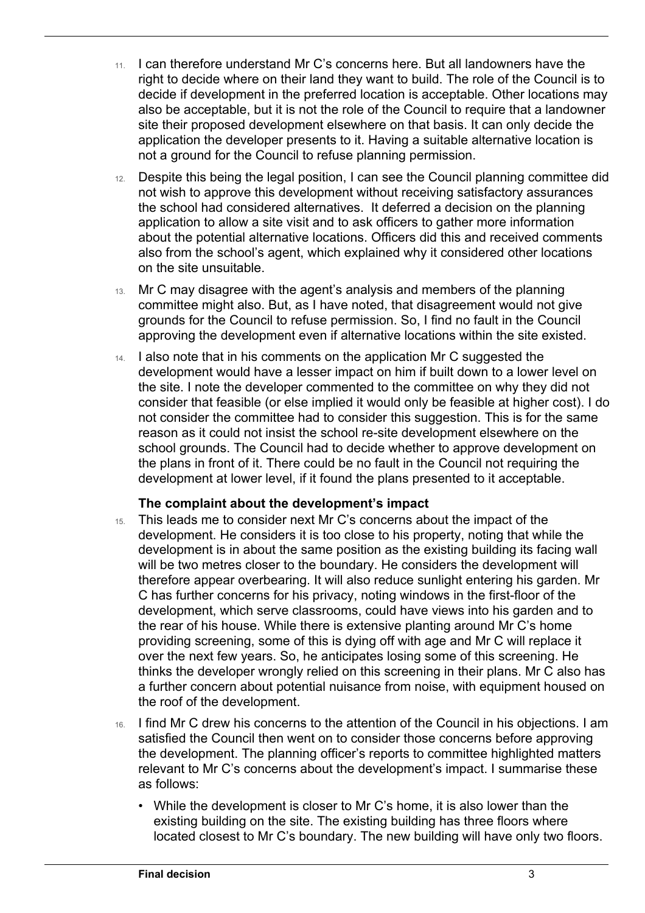11. I can therefore understand Mr C's concerns here. But all landowners have the right to decide where on their land they want to build. The role of the Council is to decide if development in the preferred location is acceptable. Other locations may also be acceptable, but it is not the role of the Council to require that a landowner site their proposed development elsewhere on that basis. It can only decide the application the developer presents to it. Having a suitable alternative location is not a ground for the Council to refuse planning permission.

12. Despite this being the legal position, I can see the Council planning committee did not wish to approve this development without receiving satisfactory assurances the school had considered alternatives. It deferred a decision on the planning application to allow a site visit and to ask officers to gather more information about the potential alternative locations. Officers did this and received comments also from the school's agent, which explained why it considered other locations on the site unsuitable.

13. Mr C may disagree with the agent's analysis and members of the planning committee might also. But, as I have noted, that disagreement would not give grounds for the Council to refuse permission. So, I find no fault in the Council approving the development even if alternative locations within the site existed.

14. I also note that in his comments on the application Mr C suggested the development would have a lesser impact on him if built down to a lower level on the site. I note the developer commented to the committee on why they did not consider that feasible (or else implied it would only be feasible at higher cost). I do not consider the committee had to consider this suggestion. This is for the same reason as it could not insist the school re-site development elsewhere on the school grounds. The Council had to decide whether to approve development on the plans in front of it. There could be no fault in the Council not requiring the development at lower level, if it found the plans presented to it acceptable.

### The complaint about the development's impact

15. This leads me to consider next Mr C's concerns about the impact of the development. He considers it is too close to his property, noting that while the development is in about the same position as the existing building its facing wall will be two metres closer to the boundary. He considers the development will therefore appear overbearing. It will also reduce sunlight entering his garden. Mr C has further concerns for his privacy, noting windows in the first-floor of the development, which serve classrooms, could have views into his garden and to the rear of his house. While there is extensive planting around Mr C's home providing screening, some of this is dying off with age and Mr C will replace it over the next few years. So, he anticipates losing some of this screening. He thinks the developer wrongly relied on this screening in their plans. Mr C also has a further concern about potential nuisance from noise, with equipment housed on the roof of the development.

16. I find Mr C drew his concerns to the attention of the Council in his objections. I am satisfied the Council then went on to consider those concerns before approving the development. The planning officer's reports to committee highlighted matters relevant to Mr C's concerns about the development's impact. I summarise these as follows:

    - While the development is closer to Mr C's home, it is also lower than the existing building on the site. The existing building has three floors where located closest to Mr C's boundary. The new building will have only two floors.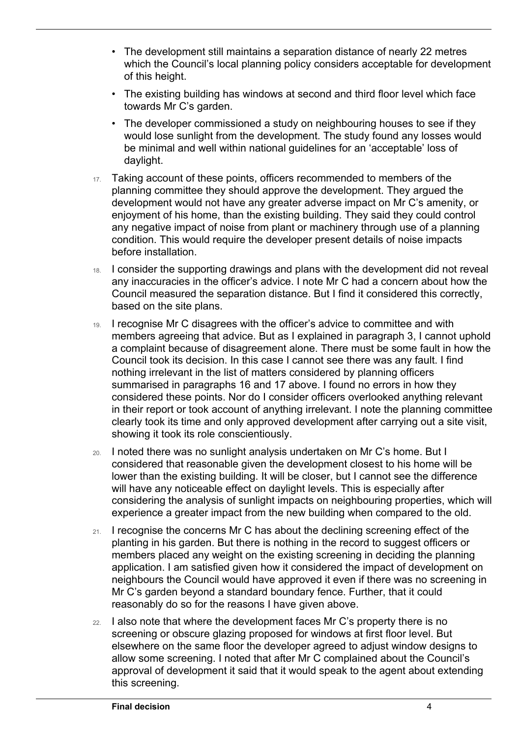- The development still maintains a separation distance of nearly 22 metres which the Council's local planning policy considers acceptable for development of this height.
- The existing building has windows at second and third floor level which face towards Mr C's garden.
- The developer commissioned a study on neighbouring houses to see if they would lose sunlight from the development. The study found any losses would be minimal and well within national guidelines for an 'acceptable' loss of daylight.

17. Taking account of these points, officers recommended to members of the planning committee they should approve the development. They argued the development would not have any greater adverse impact on Mr C's amenity, or enjoyment of his home, than the existing building. They said they could control any negative impact of noise from plant or machinery through use of a planning condition. This would require the developer present details of noise impacts before installation.

18. I consider the supporting drawings and plans with the development did not reveal any inaccuracies in the officer's advice. I note Mr C had a concern about how the Council measured the separation distance. But I find it considered this correctly, based on the site plans.

19. I recognise Mr C disagrees with the officer's advice to committee and with members agreeing that advice. But as I explained in paragraph 3, I cannot uphold a complaint because of disagreement alone. There must be some fault in how the Council took its decision. In this case I cannot see there was any fault. I find nothing irrelevant in the list of matters considered by planning officers summarised in paragraphs 16 and 17 above. I found no errors in how they considered these points. Nor do I consider officers overlooked anything relevant in their report or took account of anything irrelevant. I note the planning committee clearly took its time and only approved development after carrying out a site visit, showing it took its role conscientiously.

20. I noted there was no sunlight analysis undertaken on Mr C's home. But I considered that reasonable given the development closest to his home will be lower than the existing building. It will be closer, but I cannot see the difference will have any noticeable effect on daylight levels. This is especially after considering the analysis of sunlight impacts on neighbouring properties, which will experience a greater impact from the new building when compared to the old.

21. I recognise the concerns Mr C has about the declining screening effect of the planting in his garden. But there is nothing in the record to suggest officers or members placed any weight on the existing screening in deciding the planning application. I am satisfied given how it considered the impact of development on neighbours the Council would have approved it even if there was no screening in Mr C's garden beyond a standard boundary fence. Further, that it could reasonably do so for the reasons I have given above.

22. I also note that where the development faces Mr C's property there is no screening or obscure glazing proposed for windows at first floor level. But elsewhere on the same floor the developer agreed to adjust window designs to allow some screening. I noted that after Mr C complained about the Council's approval of development it said that it would speak to the agent about extending this screening.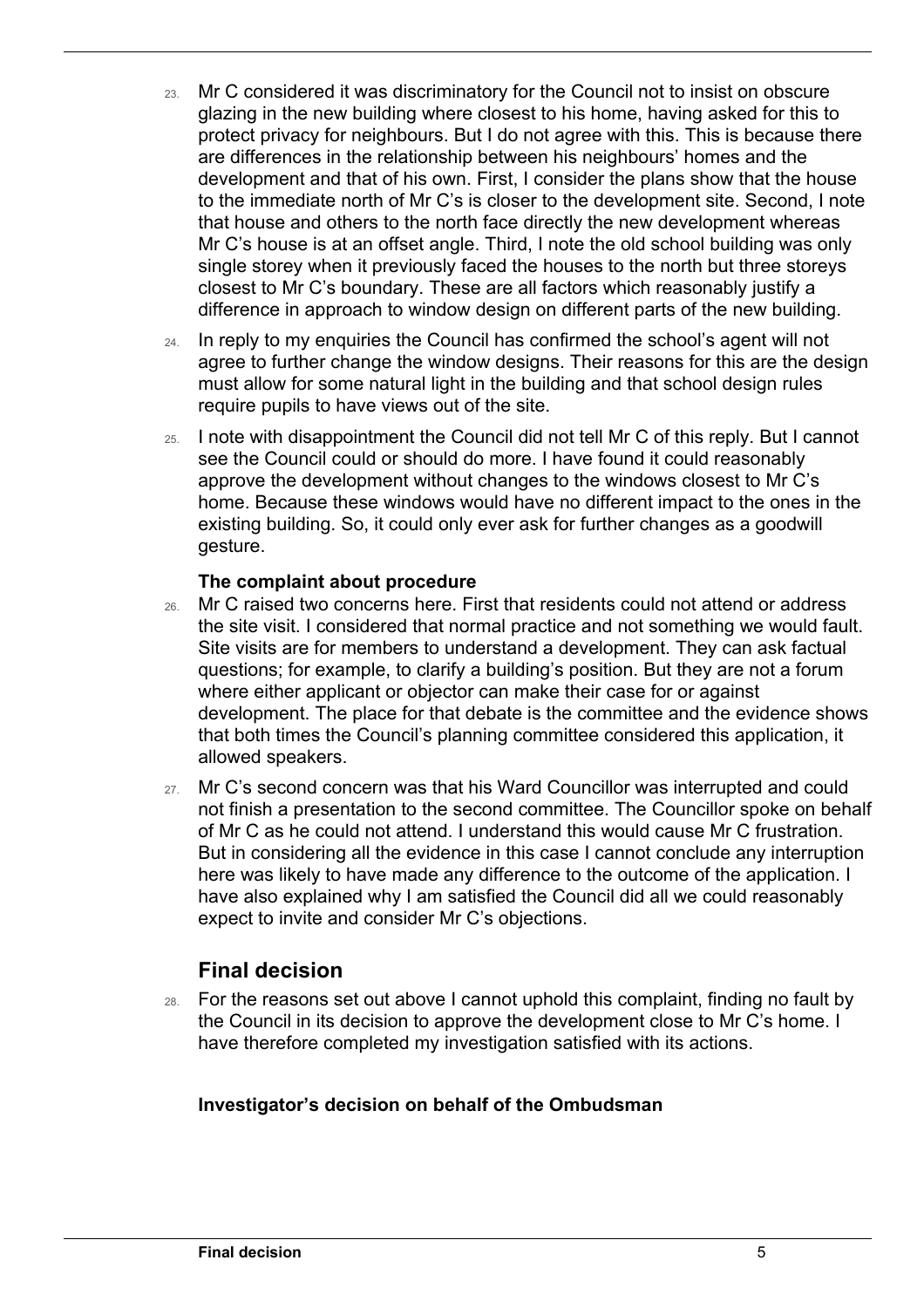23. Mr C considered it was discriminatory for the Council not to insist on obscure glazing in the new building where closest to his home, having asked for this to protect privacy for neighbours. But I do not agree with this. This is because there are differences in the relationship between his neighbours' homes and the development and that of his own. First, I consider the plans show that the house to the immediate north of Mr C's is closer to the development site. Second, I note that house and others to the north face directly the new development whereas Mr C's house is at an offset angle. Third, I note the old school building was only single storey when it previously faced the houses to the north but three storeys closest to Mr C's boundary. These are all factors which reasonably justify a difference in approach to window design on different parts of the new building.

24. In reply to my enquiries the Council has confirmed the school's agent will not agree to further change the window designs. Their reasons for this are the design must allow for some natural light in the building and that school design rules require pupils to have views out of the site.

25. I note with disappointment the Council did not tell Mr C of this reply. But I cannot see the Council could or should do more. I have found it could reasonably approve the development without changes to the windows closest to Mr C's home. Because these windows would have no different impact to the ones in the existing building. So, it could only ever ask for further changes as a goodwill gesture.

### The complaint about procedure

26. Mr C raised two concerns here. First that residents could not attend or address the site visit. I considered that normal practice and not something we would fault. Site visits are for members to understand a development. They can ask factual questions; for example, to clarify a building's position. But they are not a forum where either applicant or objector can make their case for or against development. The place for that debate is the committee and the evidence shows that both times the Council's planning committee considered this application, it allowed speakers.

27. Mr C's second concern was that his Ward Councillor was interrupted and could not finish a presentation to the second committee. The Councillor spoke on behalf of Mr C as he could not attend. I understand this would cause Mr C frustration. But in considering all the evidence in this case I cannot conclude any interruption here was likely to have made any difference to the outcome of the application. I have also explained why I am satisfied the Council did all we could reasonably expect to invite and consider Mr C's objections.

## Final decision

28. For the reasons set out above I cannot uphold this complaint, finding no fault by the Council in its decision to approve the development close to Mr C's home. I have therefore completed my investigation satisfied with its actions.

**Investigator's decision on behalf of the Ombudsman**